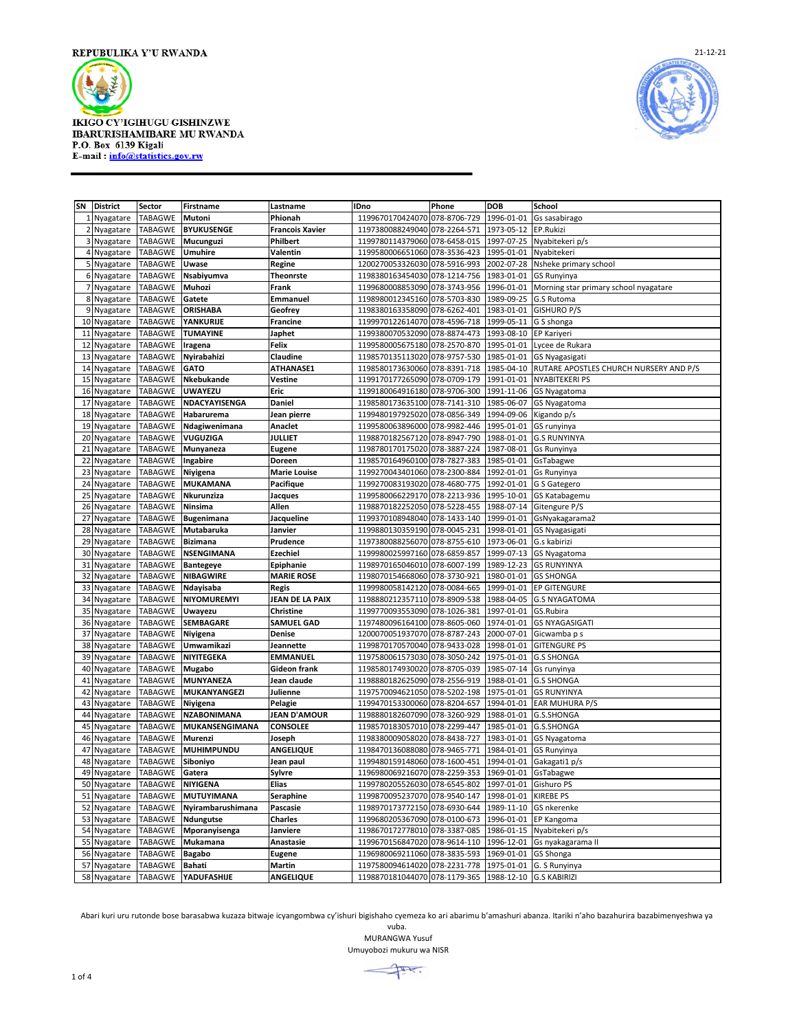REPUBULIKA Y'U RWANDA

21-12-21

IKIGO CY'IGIHUGU GISHINZWE
IBARURISHAMIBARE MU RWANDA
P.O. Box 6139 Kigali
E-mail : info@statistics.gov.rw

| SN | District | Sector | Firstname | Lastname | IDno | Phone | DOB | School |
|---|---|---|---|---|---|---|---|---|
| 1 | Nyagatare | TABAGWE | Mutoni | Phionah | 1199670170424070 | 078-8706-729 | 1996-01-01 | Gs sasabirago |
| 2 | Nyagatare | TABAGWE | BYUKUSENGE | Francois Xavier | 1197380088249040 | 078-2264-571 | 1973-05-12 | EP.Rukizi |
| 3 | Nyagatare | TABAGWE | Mucunguzi | Philbert | 1199780114379060 | 078-6458-015 | 1997-07-25 | Nyabitekeri p/s |
| 4 | Nyagatare | TABAGWE | Umuhire | Valentin | 1199580006651060 | 078-3536-423 | 1995-01-01 | Nyabitekeri |
| 5 | Nyagatare | TABAGWE | Uwase | Regine | 1200270053326030 | 078-5916-993 | 2002-07-28 | Nsheke primary school |
| 6 | Nyagatare | TABAGWE | Nsabiyumva | Theonrste | 1198380163454030 | 078-1214-756 | 1983-01-01 | GS Runyinya |
| 7 | Nyagatare | TABAGWE | Muhozi | Frank | 1199680008853090 | 078-3743-956 | 1996-01-01 | Morning star primary school nyagatare |
| 8 | Nyagatare | TABAGWE | Gatete | Emmanuel | 1198980012345160 | 078-5703-830 | 1989-09-25 | G.S Rutoma |
| 9 | Nyagatare | TABAGWE | ORISHABA | Geofrey | 1198380163358090 | 078-6262-401 | 1983-01-01 | GISHURO P/S |
| 10 | Nyagatare | TABAGWE | YANKURIJE | Francine | 1199970122614070 | 078-4596-718 | 1999-05-11 | G S shonga |
| 11 | Nyagatare | TABAGWE | TUMAYINE | Japhet | 1199380070532090 | 078-8874-473 | 1993-08-10 | EP Kariyeri |
| 12 | Nyagatare | TABAGWE | Iragena | Felix | 1199580005675180 | 078-2570-870 | 1995-01-01 | Lycee de Rukara |
| 13 | Nyagatare | TABAGWE | Nyirabahizi | Claudine | 1198570135113020 | 078-9757-530 | 1985-01-01 | GS Nyagasigati |
| 14 | Nyagatare | TABAGWE | GATO | ATHANASE1 | 1198580173630060 | 078-8391-718 | 1985-04-10 | RUTARE APOSTLES CHURCH NURSERY AND P/S |
| 15 | Nyagatare | TABAGWE | Nkebukande | Vestine | 1199170177265090 | 078-0709-179 | 1991-01-01 | NYABITEKERI PS |
| 16 | Nyagatare | TABAGWE | UWAYEZU | Eric | 1199180064916180 | 078-9706-300 | 1991-11-06 | GS Nyagatoma |
| 17 | Nyagatare | TABAGWE | NDACYAYISENGA | Daniel | 1198580173635100 | 078-7141-310 | 1985-06-07 | GS Nyagatoma |
| 18 | Nyagatare | TABAGWE | Habarurema | Jean pierre | 1199480197925020 | 078-0856-349 | 1994-09-06 | Kigando p/s |
| 19 | Nyagatare | TABAGWE | Ndagiwenimana | Anaclet | 1199580063896000 | 078-9982-446 | 1995-01-01 | GS runyinya |
| 20 | Nyagatare | TABAGWE | VUGUZIGA | JULLIET | 1198870182567120 | 078-8947-790 | 1988-01-01 | G.S RUNYINYA |
| 21 | Nyagatare | TABAGWE | Munyaneza | Eugene | 1198780170175020 | 078-3887-224 | 1987-08-01 | Gs Runyinya |
| 22 | Nyagatare | TABAGWE | Ingabire | Doreen | 1198570164960100 | 078-7827-383 | 1985-01-01 | GsTabagwe |
| 23 | Nyagatare | TABAGWE | Niyigena | Marie Louise | 1199270043401060 | 078-2300-884 | 1992-01-01 | Gs Runyinya |
| 24 | Nyagatare | TABAGWE | MUKAMANA | Pacifique | 1199270083193020 | 078-4680-775 | 1992-01-01 | G S Gategero |
| 25 | Nyagatare | TABAGWE | Nkurunziza | Jacques | 1199580066229170 | 078-2213-936 | 1995-10-01 | GS Katabagemu |
| 26 | Nyagatare | TABAGWE | Ninsima | Allen | 1198870182252050 | 078-5228-455 | 1988-07-14 | Gitengure P/S |
| 27 | Nyagatare | TABAGWE | Bugenimana | Jacqueline | 1199370108948040 | 078-1433-140 | 1999-01-01 | GsNyakagarama2 |
| 28 | Nyagatare | TABAGWE | Mutabaruka | Janvier | 1199880130359190 | 078-0045-231 | 1998-01-01 | GS Nyagasigati |
| 29 | Nyagatare | TABAGWE | Bizimana | Prudence | 1197380088256070 | 078-8755-610 | 1973-06-01 | G.s kabirizi |
| 30 | Nyagatare | TABAGWE | NSENGIMANA | Ezechiel | 1199980025997160 | 078-6859-857 | 1999-07-13 | GS Nyagatoma |
| 31 | Nyagatare | TABAGWE | Bantegeye | Epiphanie | 1198970165046010 | 078-6007-199 | 1989-12-23 | GS RUNYINYA |
| 32 | Nyagatare | TABAGWE | NIBAGWIRE | MARIE ROSE | 1198070154668060 | 078-3730-921 | 1980-01-01 | GS SHONGA |
| 33 | Nyagatare | TABAGWE | Ndayisaba | Regis | 1199980058142120 | 078-0084-665 | 1999-01-01 | EP GITENGURE |
| 34 | Nyagatare | TABAGWE | NIYOMUREMYI | JEAN DE LA PAIX | 1198880212357110 | 078-8909-538 | 1988-04-05 | G.S NYAGATOMA |
| 35 | Nyagatare | TABAGWE | Uwayezu | Christine | 1199770093553090 | 078-1026-381 | 1997-01-01 | GS.Rubira |
| 36 | Nyagatare | TABAGWE | SEMBAGARE | SAMUEL GAD | 1197480096164100 | 078-8605-060 | 1974-01-01 | GS NYAGASIGATI |
| 37 | Nyagatare | TABAGWE | Niyigena | Denise | 1200070051937070 | 078-8787-243 | 2000-07-01 | Gicwamba p s |
| 38 | Nyagatare | TABAGWE | Umwamikazi | Jeannette | 1199870170570040 | 078-9433-028 | 1998-01-01 | GITENGURE PS |
| 39 | Nyagatare | TABAGWE | NIYITEGEKA | EMMANUEL | 1197580061573030 | 078-3050-242 | 1975-01-01 | G.S SHONGA |
| 40 | Nyagatare | TABAGWE | Mugabo | Gideon frank | 1198580174930020 | 078-8705-039 | 1985-07-14 | Gs runyinya |
| 41 | Nyagatare | TABAGWE | MUNYANEZA | Jean claude | 1198880182625090 | 078-2556-919 | 1988-01-01 | G.S SHONGA |
| 42 | Nyagatare | TABAGWE | MUKANYANGEZI | Julienne | 1197570094621050 | 078-5202-198 | 1975-01-01 | GS RUNYINYA |
| 43 | Nyagatare | TABAGWE | Niyigena | Pelagie | 1199470153300060 | 078-8204-657 | 1994-01-01 | EAR MUHURA P/S |
| 44 | Nyagatare | TABAGWE | NZABONIMANA | JEAN D'AMOUR | 1198880182607090 | 078-3260-929 | 1988-01-01 | G.S.SHONGA |
| 45 | Nyagatare | TABAGWE | MUKANSENGIMANA | CONSOLEE | 1198570183057010 | 078-2299-447 | 1985-01-01 | G.S.SHONGA |
| 46 | Nyagatare | TABAGWE | Murenzi | Joseph | 1198380009058020 | 078-8438-727 | 1983-01-01 | GS Nyagatoma |
| 47 | Nyagatare | TABAGWE | MUHIMPUNDU | ANGELIQUE | 1198470136088080 | 078-9465-771 | 1984-01-01 | GS Runyinya |
| 48 | Nyagatare | TABAGWE | Siboniyo | Jean paul | 1199480159148060 | 078-1600-451 | 1994-01-01 | Gakagati1 p/s |
| 49 | Nyagatare | TABAGWE | Gatera | Sylvre | 1196980069216070 | 078-2259-353 | 1969-01-01 | GsTabagwe |
| 50 | Nyagatare | TABAGWE | NIYIGENA | Elias | 1199780205526030 | 078-6545-802 | 1997-01-01 | Gishuro PS |
| 51 | Nyagatare | TABAGWE | MUTUYIMANA | Seraphine | 1199870095237070 | 078-9540-147 | 1998-01-01 | KIREBE PS |
| 52 | Nyagatare | TABAGWE | Nyirambarushimana | Pascasie | 1198970173772150 | 078-6930-644 | 1989-11-10 | GS nkerenke |
| 53 | Nyagatare | TABAGWE | Ndungutse | Charles | 1199680205367090 | 078-0100-673 | 1996-01-01 | EP Kangoma |
| 54 | Nyagatare | TABAGWE | Mporanyisenga | Janviere | 1198670172778010 | 078-3387-085 | 1986-01-15 | Nyabitekeri p/s |
| 55 | Nyagatare | TABAGWE | Mukamana | Anastasie | 1199670156847020 | 078-9614-110 | 1996-12-01 | Gs nyakagarama II |
| 56 | Nyagatare | TABAGWE | Bagabo | Eugene | 1196980069211060 | 078-3835-593 | 1969-01-01 | GS Shonga |
| 57 | Nyagatare | TABAGWE | Bahati | Martin | 1197580094614020 | 078-2231-778 | 1975-01-01 | G. S Runyinya |
| 58 | Nyagatare | TABAGWE | YADUFASHIJE | ANGELIQUE | 1198870181044070 | 078-1179-365 | 1988-12-10 | G.S KABIRIZI |

Abari kuri uru rutonde bose barasabwa kuzaza bitwaje icyangombwa cy'ishuri bigishaho cyemeza ko ari abarimu b'amashuri abanza. Itariki n'aho bazahurira bazabimenyeshwa ya vuba.

MURANGWA Yusuf
Umuyobozi mukuru wa NISR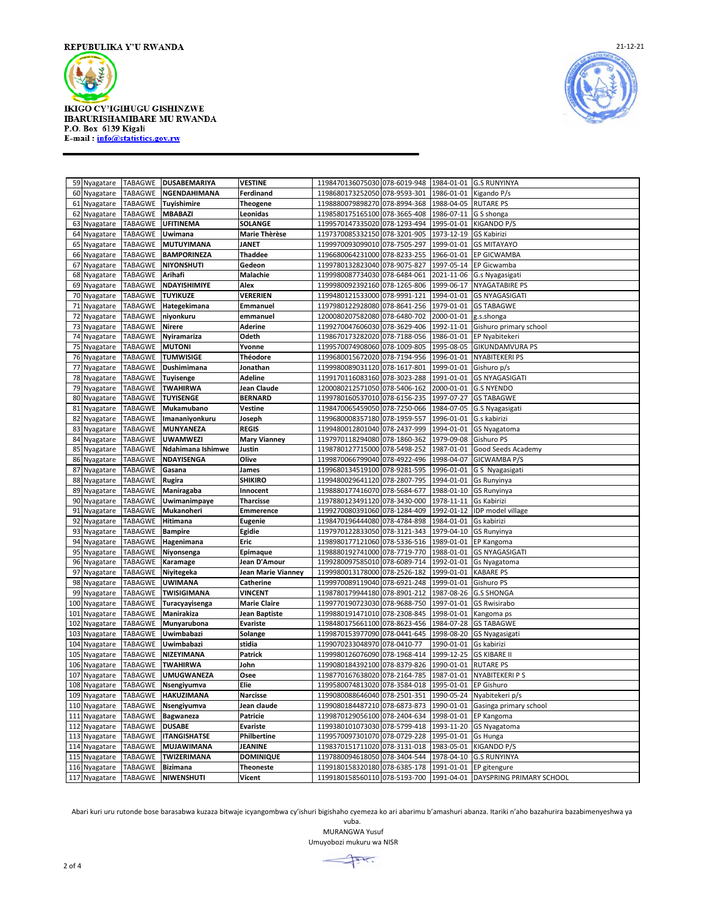REPUBULIKA Y'U RWANDA

21-12-21

IKIGO CY'IGIHUGU GISHINZWE
IBARURISHAMIBARE MU RWANDA
P.O. Box 6139 Kigali
E-mail : info@statistics.gov.rw

| 59 | Nyagatare | TABAGWE | **DUSABEMARIYA** | **VESTINE** | 1198470136075030 | 078-6019-948 | 1984-01-01 | G.S RUNYINYA |
|---|---|---|---|---|---|---|---|---|
| 60 | Nyagatare | TABAGWE | **NGENDAHIMANA** | **Ferdinand** | 1198680173252050 | 078-9593-301 | 1986-01-01 | Kigando P/s |
| 61 | Nyagatare | TABAGWE | **Tuyishimire** | **Theogene** | 1198880079898270 | 078-8994-368 | 1988-04-05 | RUTARE PS |
| 62 | Nyagatare | TABAGWE | **MBABAZI** | **Leonidas** | 1198580175165100 | 078-3665-408 | 1986-07-11 | G S shonga |
| 63 | Nyagatare | TABAGWE | **UFITINEMA** | **SOLANGE** | 1199570147335020 | 078-1293-494 | 1995-01-01 | KIGANDO P/S |
| 64 | Nyagatare | TABAGWE | **Uwimana** | **Marie Thèrèse** | 1197370085332150 | 078-3201-905 | 1973-12-19 | GS Kabirizi |
| 65 | Nyagatare | TABAGWE | **MUTUYIMANA** | **JANET** | 1199970093099010 | 078-7505-297 | 1999-01-01 | GS MITAYAYO |
| 66 | Nyagatare | TABAGWE | **BAMPORINEZA** | **Thaddee** | 1196680064231000 | 078-8233-255 | 1966-01-01 | EP GICWAMBA |
| 67 | Nyagatare | TABAGWE | **NIYONSHUTI** | **Gedeon** | 1199780132823040 | 078-9075-827 | 1997-05-14 | EP Gicwamba |
| 68 | Nyagatare | TABAGWE | **Arihafi** | **Malachie** | 1199980087734030 | 078-6484-061 | 2021-11-06 | G.s Nyagasigati |
| 69 | Nyagatare | TABAGWE | **NDAYISHIMIYE** | **Alex** | 1199980092392160 | 078-1265-806 | 1999-06-17 | NYAGATABIRE PS |
| 70 | Nyagatare | TABAGWE | **TUYIKUZE** | **VERERIEN** | 1199480121533000 | 078-9991-121 | 1994-01-01 | GS NYAGASIGATI |
| 71 | Nyagatare | TABAGWE | **Hategekimana** | **Emmanuel** | 1197980122928080 | 078-8641-256 | 1979-01-01 | GS TABAGWE |
| 72 | Nyagatare | TABAGWE | **niyonkuru** | **emmanuel** | 1200080207582080 | 078-6480-702 | 2000-01-01 | g.s.shonga |
| 73 | Nyagatare | TABAGWE | **Nirere** | **Aderine** | 1199270047606030 | 078-3629-406 | 1992-11-01 | Gishuro primary school |
| 74 | Nyagatare | TABAGWE | **Nyiramariza** | **Odeth** | 1198670173282020 | 078-7188-056 | 1986-01-01 | EP Nyabitekeri |
| 75 | Nyagatare | TABAGWE | **MUTONI** | **Yvonne** | 1199570074908060 | 078-1009-805 | 1995-08-05 | GIKUNDAMVURA PS |
| 76 | Nyagatare | TABAGWE | **TUMWISIGE** | **Théodore** | 1199680015672020 | 078-7194-956 | 1996-01-01 | NYABITEKERI PS |
| 77 | Nyagatare | TABAGWE | **Dushimimana** | **Jonathan** | 1199980089031120 | 078-1617-801 | 1999-01-01 | Gishuro p/s |
| 78 | Nyagatare | TABAGWE | **Tuyisenge** | **Adeline** | 1199170116083160 | 078-3023-288 | 1991-01-01 | GS NYAGASIGATI |
| 79 | Nyagatare | TABAGWE | **TWAHIRWA** | **Jean Claude** | 1200080212571050 | 078-5406-162 | 2000-01-01 | G.S NYENDO |
| 80 | Nyagatare | TABAGWE | **TUYISENGE** | **BERNARD** | 1199780160537010 | 078-6156-235 | 1997-07-27 | GS TABAGWE |
| 81 | Nyagatare | TABAGWE | **Mukamubano** | **Vestine** | 1198470065459050 | 078-7250-066 | 1984-07-05 | G.S Nyagasigati |
| 82 | Nyagatare | TABAGWE | **Imananiyonkuru** | **Joseph** | 1199680008357180 | 078-1959-557 | 1996-01-01 | G.s kabirizi |
| 83 | Nyagatare | TABAGWE | **MUNYANEZA** | **REGIS** | 1199480122801040 | 078-2437-999 | 1994-01-01 | GS Nyagatoma |
| 84 | Nyagatare | TABAGWE | **UWAMWEZI** | **Mary Vianney** | 1197970118294080 | 078-1860-362 | 1979-09-08 | Gishuro PS |
| 85 | Nyagatare | TABAGWE | **Ndahimana Ishimwe** | **Justin** | 1198780127715000 | 078-5498-252 | 1987-01-01 | Good Seeds Academy |
| 86 | Nyagatare | TABAGWE | **NDAYISENGA** | **Olive** | 1199870066799040 | 078-4922-496 | 1998-04-07 | GICWAMBA P/S |
| 87 | Nyagatare | TABAGWE | **Gasana** | **James** | 1199680134519100 | 078-9281-595 | 1996-01-01 | G S Nyagasigati |
| 88 | Nyagatare | TABAGWE | **Rugira** | **SHIKIRO** | 1199480029641120 | 078-2807-795 | 1994-01-01 | Gs Runyinya |
| 89 | Nyagatare | TABAGWE | **Maniragaba** | **Innocent** | 1198880177416070 | 078-5684-677 | 1988-01-10 | GS Runyinya |
| 90 | Nyagatare | TABAGWE | **Uwimanimpaye** | **Tharcisse** | 1197880123491120 | 078-3430-000 | 1978-11-11 | Gs Kabirizi |
| 91 | Nyagatare | TABAGWE | **Mukanoheri** | **Emmerence** | 1199270080391060 | 078-1284-409 | 1992-01-12 | IDP model village |
| 92 | Nyagatare | TABAGWE | **Hitimana** | **Eugenie** | 1198470196444080 | 078-4784-898 | 1984-01-01 | Gs kabirizi |
| 93 | Nyagatare | TABAGWE | **Bampire** | **Egidie** | 1197970122833050 | 078-3121-343 | 1979-04-10 | GS Runyinya |
| 94 | Nyagatare | TABAGWE | **Hagenimana** | **Eric** | 1198980177121060 | 078-5336-516 | 1989-01-01 | EP Kangoma |
| 95 | Nyagatare | TABAGWE | **Niyonsenga** | **Epimaque** | 1198880192741000 | 078-7719-770 | 1988-01-01 | GS NYAGASIGATI |
| 96 | Nyagatare | TABAGWE | **Karamage** | **Jean D'Amour** | 1199280097585010 | 078-6089-714 | 1992-01-01 | Gs Nyagatoma |
| 97 | Nyagatare | TABAGWE | **Niyitegeka** | **Jean Marie Vianney** | 1199980013178000 | 078-2526-182 | 1999-01-01 | KABARE PS |
| 98 | Nyagatare | TABAGWE | **UWIMANA** | **Catherine** | 1199970089119040 | 078-6921-248 | 1997-01-01 | Gishuro PS |
| 99 | Nyagatare | TABAGWE | **TWISIGIMANA** | **VINCENT** | 1198780179944180 | 078-8901-212 | 1987-08-26 | G.S SHONGA |
| 100 | Nyagatare | TABAGWE | **Turacyayisenga** | **Marie Claire** | 1199770190723030 | 078-9688-750 | 1997-01-01 | GS Rwisirabo |
| 101 | Nyagatare | TABAGWE | **Manirakiza** | **Jean Baptiste** | 1199880191471010 | 078-2308-845 | 1998-01-01 | Kangoma ps |
| 102 | Nyagatare | TABAGWE | **Munyarubona** | **Evariste** | 1198480175661100 | 078-8623-456 | 1984-07-28 | GS TABAGWE |
| 103 | Nyagatare | TABAGWE | **Uwimbabazi** | **Solange** | 1199870153977090 | 078-0441-645 | 1998-08-20 | GS Nyagasigati |
| 104 | Nyagatare | TABAGWE | **Uwimbabazi** | **stidia** | 1199070233048970 | 078-0410-77 | 1990-01-01 | Gs kabirizi |
| 105 | Nyagatare | TABAGWE | **NIZEYIMANA** | **Patrick** | 1199980126076090 | 078-1968-414 | 1999-12-25 | GS KIBARE II |
| 106 | Nyagatare | TABAGWE | **TWAHIRWA** | **John** | 1199080184392100 | 078-8379-826 | 1990-01-01 | RUTARE PS |
| 107 | Nyagatare | TABAGWE | **UMUGWANEZA** | **Osee** | 1198770167638020 | 078-2164-785 | 1987-01-01 | NYABITEKERI P S |
| 108 | Nyagatare | TABAGWE | **Nsengiyumva** | **Elie** | 1199580074813020 | 078-3584-018 | 1995-01-01 | EP Gishuro |
| 109 | Nyagatare | TABAGWE | **HAKUZIMANA** | **Narcisse** | 1199080088646040 | 078-2501-351 | 1990-05-24 | Nyabitekeri p/s |
| 110 | Nyagatare | TABAGWE | **Nsengiyumva** | **Jean claude** | 1199080184487210 | 078-6873-873 | 1990-01-01 | Gasinga primary school |
| 111 | Nyagatare | TABAGWE | **Bagwaneza** | **Patricie** | 1199870129056100 | 078-2404-634 | 1998-01-01 | EP Kangoma |
| 112 | Nyagatare | TABAGWE | **DUSABE** | **Evariste** | 1199380101073030 | 078-5799-418 | 1993-11-20 | GS Nyagatoma |
| 113 | Nyagatare | TABAGWE | **ITANGISHATSE** | **Philbertine** | 1199570097301070 | 078-0729-228 | 1995-01-01 | Gs Hunga |
| 114 | Nyagatare | TABAGWE | **MUJAWIMANA** | **JEANINE** | 1198370151711020 | 078-3131-018 | 1983-05-01 | KIGANDO P/S |
| 115 | Nyagatare | TABAGWE | **TWIZERIMANA** | **DOMINIQUE** | 1197880094618050 | 078-3404-544 | 1978-04-10 | G.S RUNYINYA |
| 116 | Nyagatare | TABAGWE | **Bizimana** | **Theoneste** | 1199180158320180 | 078-6385-178 | 1991-01-01 | EP gitengure |
| 117 | Nyagatare | TABAGWE | **NIWENSHUTI** | **Vicent** | 1199180158560110 | 078-5193-700 | 1991-04-01 | DAYSPRING PRIMARY SCHOOL |

Abari kuri uru rutonde bose barasabwa kuzaza bitwaje icyangombwa cy'ishuri bigishaho cyemeza ko ari abarimu b'amashuri abanza. Itariki n'aho bazahurira bazabimenyeshwa ya vuba.

MURANGWA Yusuf
Umuyobozi mukuru wa NISR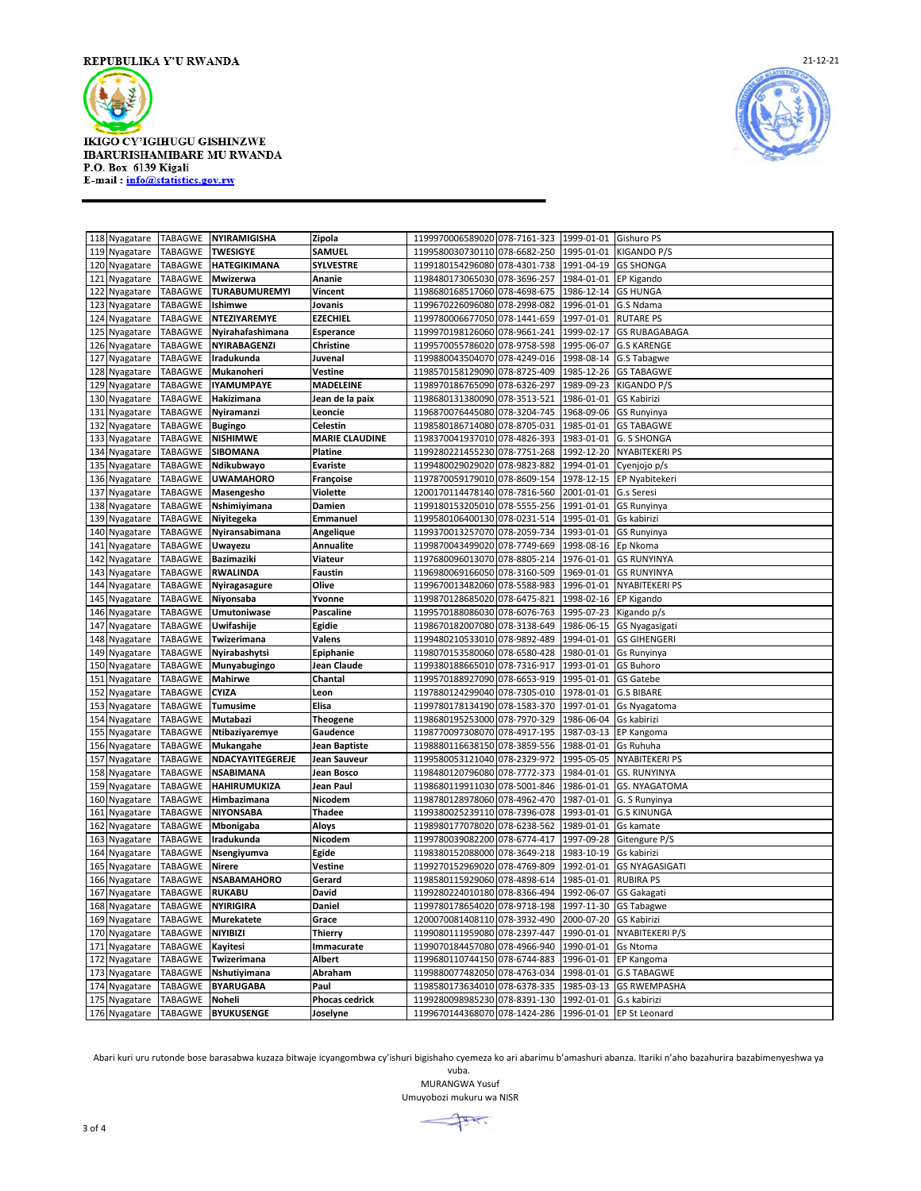REPUBULIKA Y'U RWANDA

21-12-21

IKIGO CY'IGIHUGU GISHINZWE
IBARURISHAMIBARE MU RWANDA
P.O. Box 6139 Kigali
E-mail : info@statistics.gov.rw

| | | | | | | | | |
|---|---|---|---|---|---|---|---|---|
| 118 | Nyagatare | TABAGWE | NYIRAMIGISHA | Zipola | 1199970006589020 | 078-7161-323 | 1999-01-01 | Gishuro PS |
| 119 | Nyagatare | TABAGWE | TWESIGYE | SAMUEL | 1199580030730110 | 078-6682-250 | 1995-01-01 | KIGANDO P/S |
| 120 | Nyagatare | TABAGWE | HATEGIKIMANA | SYLVESTRE | 1199180154296080 | 078-4301-738 | 1991-04-19 | GS SHONGA |
| 121 | Nyagatare | TABAGWE | Mwizerwa | Ananie | 1198480173065030 | 078-3696-257 | 1984-01-01 | EP Kigando |
| 122 | Nyagatare | TABAGWE | TURABUMUREMYI | Vincent | 1198680168517060 | 078-4698-675 | 1986-12-14 | GS HUNGA |
| 123 | Nyagatare | TABAGWE | Ishimwe | Jovanis | 1199670226096080 | 078-2998-082 | 1996-01-01 | G.S Ndama |
| 124 | Nyagatare | TABAGWE | NTEZIYAREMYE | EZECHIEL | 1199780006677050 | 078-1441-659 | 1997-01-01 | RUTARE PS |
| 125 | Nyagatare | TABAGWE | Nyirahafashimana | Esperance | 1199970198126060 | 078-9661-241 | 1999-02-17 | GS RUBAGABAGA |
| 126 | Nyagatare | TABAGWE | NYIRABAGENZI | Christine | 1199570055786020 | 078-9758-598 | 1995-06-07 | G.S KARENGE |
| 127 | Nyagatare | TABAGWE | Iradukunda | Juvenal | 1199880043504070 | 078-4249-016 | 1998-08-14 | G.S Tabagwe |
| 128 | Nyagatare | TABAGWE | Mukanoheri | Vestine | 1198570158129090 | 078-8725-409 | 1985-12-26 | GS TABAGWE |
| 129 | Nyagatare | TABAGWE | IYAMUMPAYE | MADELEINE | 1198970186765090 | 078-6326-297 | 1989-09-23 | KIGANDO P/S |
| 130 | Nyagatare | TABAGWE | Hakizimana | Jean de la paix | 1198680131380090 | 078-3513-521 | 1986-01-01 | GS Kabirizi |
| 131 | Nyagatare | TABAGWE | Nyiramanzi | Leoncie | 1196870076445080 | 078-3204-745 | 1968-09-06 | GS Runyinya |
| 132 | Nyagatare | TABAGWE | Bugingo | Celestin | 1198580186714080 | 078-8705-031 | 1985-01-01 | GS TABAGWE |
| 133 | Nyagatare | TABAGWE | NISHIMWE | MARIE CLAUDINE | 1198370041937010 | 078-4826-393 | 1983-01-01 | G. S SHONGA |
| 134 | Nyagatare | TABAGWE | SIBOMANA | Platine | 1199280221455230 | 078-7751-268 | 1992-12-20 | NYABITEKERI PS |
| 135 | Nyagatare | TABAGWE | Ndikubwayo | Evariste | 1199480029029020 | 078-9823-882 | 1994-01-01 | Cyenjojo p/s |
| 136 | Nyagatare | TABAGWE | UWAMAHORO | Françoise | 1197870059179010 | 078-8609-154 | 1978-12-15 | EP Nyabitekeri |
| 137 | Nyagatare | TABAGWE | Masengesho | Violette | 1200170114478140 | 078-7816-560 | 2001-01-01 | G.s Seresi |
| 138 | Nyagatare | TABAGWE | Nshimiyimana | Damien | 1199180153205010 | 078-5555-256 | 1991-01-01 | GS Runyinya |
| 139 | Nyagatare | TABAGWE | Niyitegeka | Emmanuel | 1199580106400130 | 078-0231-514 | 1995-01-01 | Gs kabirizi |
| 140 | Nyagatare | TABAGWE | Nyiransabimana | Angelique | 1199370013257070 | 078-2059-734 | 1993-01-01 | GS Runyinya |
| 141 | Nyagatare | TABAGWE | Uwayezu | Annualite | 1199870043499020 | 078-7749-669 | 1998-08-16 | Ep Nkoma |
| 142 | Nyagatare | TABAGWE | Bazimaziki | Viateur | 1197680096013070 | 078-8805-214 | 1976-01-01 | GS RUNYINYA |
| 143 | Nyagatare | TABAGWE | RWALINDA | Faustin | 1196980069166050 | 078-3160-509 | 1969-01-01 | GS RUNYINYA |
| 144 | Nyagatare | TABAGWE | Nyiragasagure | Olive | 1199670013482060 | 078-5588-983 | 1996-01-01 | NYABITEKERI PS |
| 145 | Nyagatare | TABAGWE | Niyonsaba | Yvonne | 1199870128685020 | 078-6475-821 | 1998-02-16 | EP Kigando |
| 146 | Nyagatare | TABAGWE | Umutoniwase | Pascaline | 1199570188086030 | 078-6076-763 | 1995-07-23 | Kigando p/s |
| 147 | Nyagatare | TABAGWE | Uwifashije | Egidie | 1198670182007080 | 078-3138-649 | 1986-06-15 | GS Nyagasigati |
| 148 | Nyagatare | TABAGWE | Twizerimana | Valens | 1199480210533010 | 078-9892-489 | 1994-01-01 | GS GIHENGERI |
| 149 | Nyagatare | TABAGWE | Nyirabashytsi | Epiphanie | 1198070153580060 | 078-6580-428 | 1980-01-01 | Gs Runyinya |
| 150 | Nyagatare | TABAGWE | Munyabugingo | Jean Claude | 1199380188665010 | 078-7316-917 | 1993-01-01 | GS Buhoro |
| 151 | Nyagatare | TABAGWE | Mahirwe | Chantal | 1199570188927090 | 078-6653-919 | 1995-01-01 | GS Gatebe |
| 152 | Nyagatare | TABAGWE | CYIZA | Leon | 1197880124299040 | 078-7305-010 | 1978-01-01 | G.S BIBARE |
| 153 | Nyagatare | TABAGWE | Tumusime | Elisa | 1199780178134190 | 078-1583-370 | 1997-01-01 | Gs Nyagatoma |
| 154 | Nyagatare | TABAGWE | Mutabazi | Theogene | 1198680195253000 | 078-7970-329 | 1986-06-04 | Gs kabirizi |
| 155 | Nyagatare | TABAGWE | Ntibaziyaremye | Gaudence | 1198770097308070 | 078-4917-195 | 1987-03-13 | EP Kangoma |
| 156 | Nyagatare | TABAGWE | Mukangahe | Jean Baptiste | 1198880116638150 | 078-3859-556 | 1988-01-01 | Gs Ruhuha |
| 157 | Nyagatare | TABAGWE | NDACYAYITEGEREJE | Jean Sauveur | 1199580053121040 | 078-2329-972 | 1995-05-05 | NYABITEKERI PS |
| 158 | Nyagatare | TABAGWE | NSABIMANA | Jean Bosco | 1198480120796080 | 078-7772-373 | 1984-01-01 | GS. RUNYINYA |
| 159 | Nyagatare | TABAGWE | HAHIRUMUKIZA | Jean Paul | 1198680119911030 | 078-5001-846 | 1986-01-01 | GS. NYAGATOMA |
| 160 | Nyagatare | TABAGWE | Himbazimana | Nicodem | 1198780128978060 | 078-4962-470 | 1987-01-01 | G. S Runyinya |
| 161 | Nyagatare | TABAGWE | NIYONSABA | Thadee | 1199380025239110 | 078-7396-078 | 1993-01-01 | G.S KINUNGA |
| 162 | Nyagatare | TABAGWE | Mbonigaba | Aloys | 1198980177078020 | 078-6238-562 | 1989-01-01 | Gs kamate |
| 163 | Nyagatare | TABAGWE | Iradukunda | Nicodem | 1199780039082200 | 078-6774-417 | 1997-09-28 | Gitengure P/S |
| 164 | Nyagatare | TABAGWE | Nsengiyumva | Egide | 1198380152088000 | 078-3649-218 | 1983-10-19 | Gs kabirizi |
| 165 | Nyagatare | TABAGWE | Nirere | Vestine | 1199270152969020 | 078-4769-809 | 1992-01-01 | GS NYAGASIGATI |
| 166 | Nyagatare | TABAGWE | NSABAMAHORO | Gerard | 1198580115929060 | 078-4898-614 | 1985-01-01 | RUBIRA PS |
| 167 | Nyagatare | TABAGWE | RUKABU | David | 1199280224010180 | 078-8366-494 | 1992-06-07 | GS Gakagati |
| 168 | Nyagatare | TABAGWE | NYIRIGIRA | Daniel | 1199780178654020 | 078-9718-198 | 1997-11-30 | GS Tabagwe |
| 169 | Nyagatare | TABAGWE | Murekatete | Grace | 1200070081408110 | 078-3932-490 | 2000-07-20 | GS Kabirizi |
| 170 | Nyagatare | TABAGWE | NIYIBIZI | Thierry | 1199080111959080 | 078-2397-447 | 1990-01-01 | NYABITEKERI P/S |
| 171 | Nyagatare | TABAGWE | Kayitesi | Immacurate | 1199070184457080 | 078-4966-940 | 1990-01-01 | Gs Ntoma |
| 172 | Nyagatare | TABAGWE | Twizerimana | Albert | 1199680110744150 | 078-6744-883 | 1996-01-01 | EP Kangoma |
| 173 | Nyagatare | TABAGWE | Nshutiyimana | Abraham | 1199880077482050 | 078-4763-034 | 1998-01-01 | G.S TABAGWE |
| 174 | Nyagatare | TABAGWE | BYARUGABA | Paul | 1198580173634010 | 078-6378-335 | 1985-03-13 | GS RWEMPASHA |
| 175 | Nyagatare | TABAGWE | Noheli | Phocas cedrick | 1199280098985230 | 078-8391-130 | 1992-01-01 | G.s kabirizi |
| 176 | Nyagatare | TABAGWE | BYUKUSENGE | Joselyne | 1199670144368070 | 078-1424-286 | 1996-01-01 | EP St Leonard |

Abari kuri uru rutonde bose barasabwa kuzaza bitwaje icyangombwa cy'ishuri bigishaho cyemeza ko ari abarimu b'amashuri abanza. Itariki n'aho bazahurira bazabimenyeshwa ya vuba.

MURANGWA Yusuf
Umuyobozi mukuru wa NISR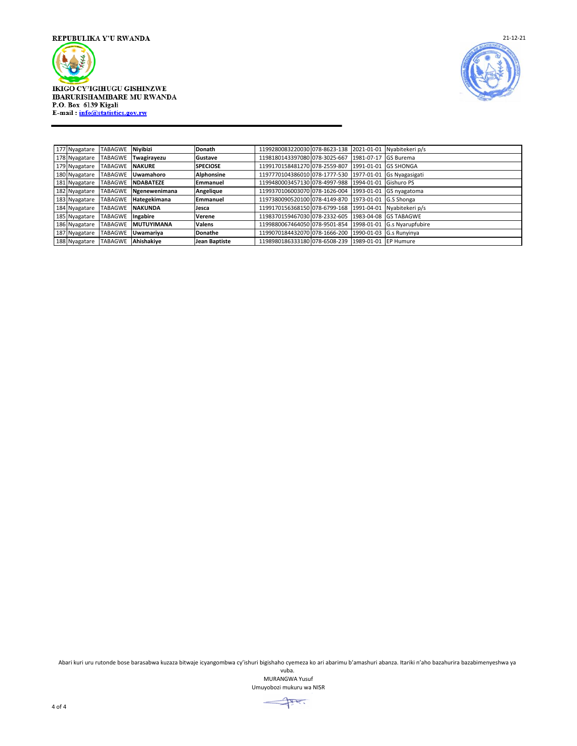REPUBULIKA Y'U RWANDA

IKIGO CY'IGIHUGU GISHINZWE
IBARURISHAMIBARE MU RWANDA
P.O. Box 6139 Kigali
E-mail : info@statistics.gov.rw

21-12-21

| | | | | | | | | |
|---|---|---|---|---|---|---|---|---|
| 177 | Nyagatare | TABAGWE | **Niyibizi** | **Donath** | 1199280083220030 | 078-8623-138 | 2021-01-01 | Nyabitekeri p/s |
| 178 | Nyagatare | TABAGWE | **Twagirayezu** | **Gustave** | 1198180143397080 | 078-3025-667 | 1981-07-17 | GS Burema |
| 179 | Nyagatare | TABAGWE | **NAKURE** | **SPECIOSE** | 1199170158481270 | 078-2559-807 | 1991-01-01 | GS SHONGA |
| 180 | Nyagatare | TABAGWE | **Uwamahoro** | **Alphonsine** | 1197770104386010 | 078-1777-530 | 1977-01-01 | Gs Nyagasigati |
| 181 | Nyagatare | TABAGWE | **NDABATEZE** | **Emmanuel** | 1199480003457130 | 078-4997-988 | 1994-01-01 | Gishuro PS |
| 182 | Nyagatare | TABAGWE | **Ngenewenimana** | **Angelique** | 1199370106003070 | 078-1626-004 | 1993-01-01 | GS nyagatoma |
| 183 | Nyagatare | TABAGWE | **Hategekimana** | **Emmanuel** | 1197380090520100 | 078-4149-870 | 1973-01-01 | G.S Shonga |
| 184 | Nyagatare | TABAGWE | **NAKUNDA** | **Jesca** | 1199170156368150 | 078-6799-168 | 1991-04-01 | Nyabitekeri p/s |
| 185 | Nyagatare | TABAGWE | **Ingabire** | **Verene** | 1198370159467030 | 078-2332-605 | 1983-04-08 | GS TABAGWE |
| 186 | Nyagatare | TABAGWE | **MUTUYIMANA** | **Valens** | 1199880067464050 | 078-9501-854 | 1998-01-01 | G.s Nyarupfubire |
| 187 | Nyagatare | TABAGWE | **Uwamariya** | **Donathe** | 1199070184432070 | 078-1666-200 | 1990-01-03 | G.s Runyinya |
| 188 | Nyagatare | TABAGWE | **Ahishakiye** | **Jean Baptiste** | 1198980186333180 | 078-6508-239 | 1989-01-01 | EP Humure |

Abari kuri uru rutonde bose barasabwa kuzaza bitwaje icyangombwa cy'ishuri bigishaho cyemeza ko ari abarimu b'amashuri abanza. Itariki n'aho bazahurira bazabimenyeshwa ya vuba.

MURANGWA Yusuf
Umuyobozi mukuru wa NISR